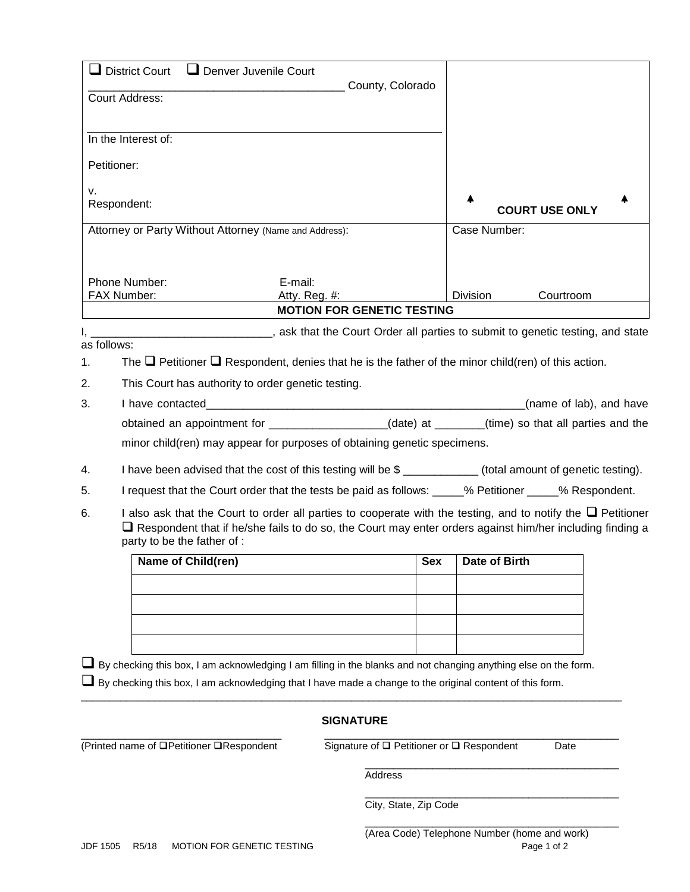| ☐ District Court ☐ Denver Juvenile Court<br>________________________________________ County, Colorado<br>Court Address:<br><br>In the Interest of:<br><br>Petitioner:<br><br>v.<br>Respondent: | ▲ COURT USE ONLY ▲ |
|---|---|
| Attorney or Party Without Attorney (Name and Address):<br><br><br>Phone Number: E-mail:<br>FAX Number: Atty. Reg. #: | Case Number:<br><br><br><br>Division Courtroom |

**MOTION FOR GENETIC TESTING**

I, ____________________________, ask that the Court Order all parties to submit to genetic testing, and state as follows:

1. The ☐ Petitioner ☐ Respondent, denies that he is the father of the minor child(ren) of this action.
2. This Court has authority to order genetic testing.
3. I have contacted_____________________________________________________(name of lab), and have obtained an appointment for __________________(date) at ________(time) so that all parties and the minor child(ren) may appear for purposes of obtaining genetic specimens.
4. I have been advised that the cost of this testing will be $ ___________ (total amount of genetic testing).
5. I request that the Court order that the tests be paid as follows: _____% Petitioner _____% Respondent.
6. I also ask that the Court to order all parties to cooperate with the testing, and to notify the ☐ Petitioner ☐ Respondent that if he/she fails to do so, the Court may enter orders against him/her including finding a party to be the father of :

| Name of Child(ren) | Sex | Date of Birth |
|---|---|---|
| | | |
| | | |
| | | |
| | | |

☐ By checking this box, I am acknowledging I am filling in the blanks and not changing anything else on the form.

☐ By checking this box, I am acknowledging that I have made a change to the original content of this form.

**SIGNATURE**

___________________________________ (Printed name of ☐Petitioner ☐Respondent

___________________________________ Signature of ☐ Petitioner or ☐ Respondent Date

___________________________________ Address

___________________________________ City, State, Zip Code

___________________________________ (Area Code) Telephone Number (home and work)

JDF 1505 R5/18 MOTION FOR GENETIC TESTING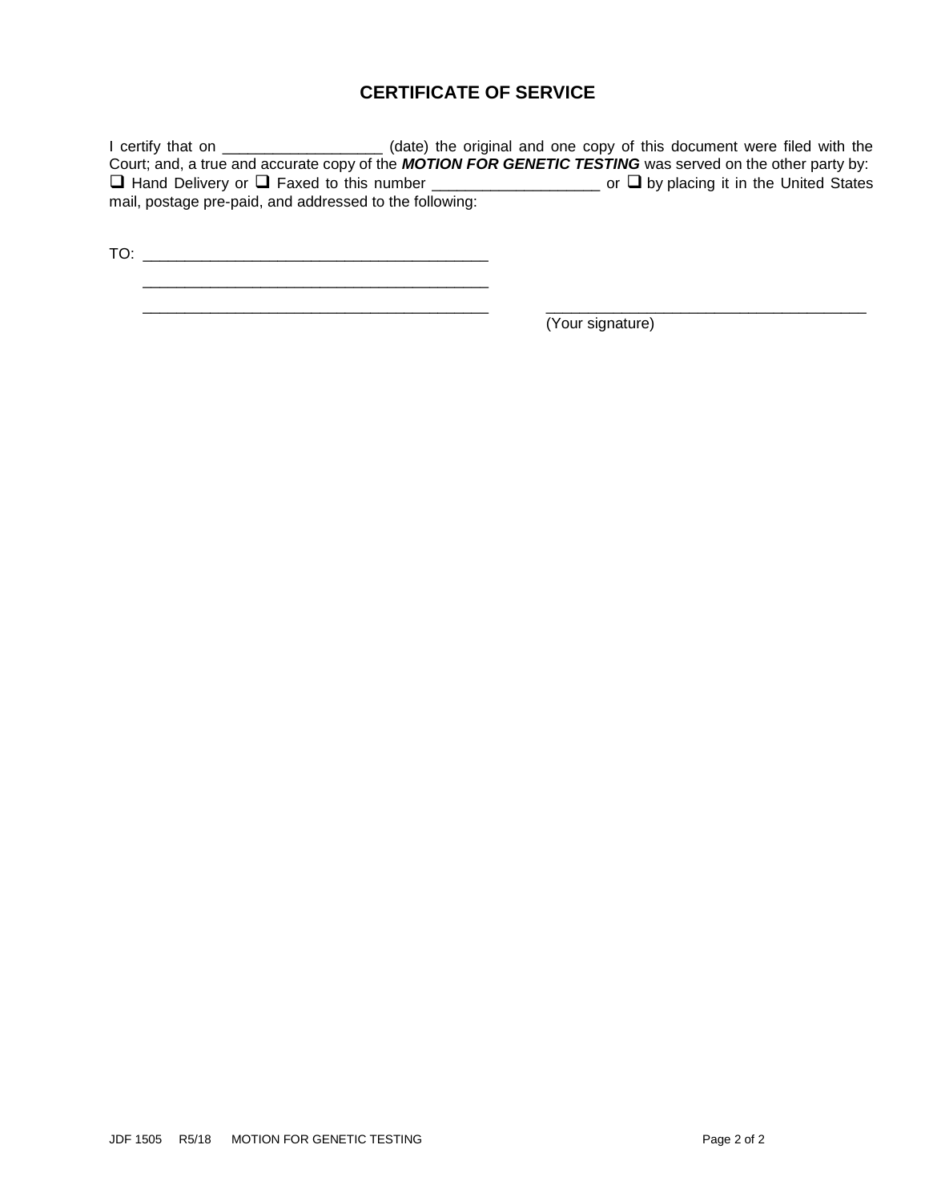## CERTIFICATE OF SERVICE

I certify that on __________________ (date) the original and one copy of this document were filed with the Court; and, a true and accurate copy of the ***MOTION FOR GENETIC TESTING*** was served on the other party by: ❑ Hand Delivery or ❑ Faxed to this number ___________________ or ❑ by placing it in the United States mail, postage pre-paid, and addressed to the following:

TO: ________________________________________

________________________________________

________________________________________

______________________________________
(Your signature)